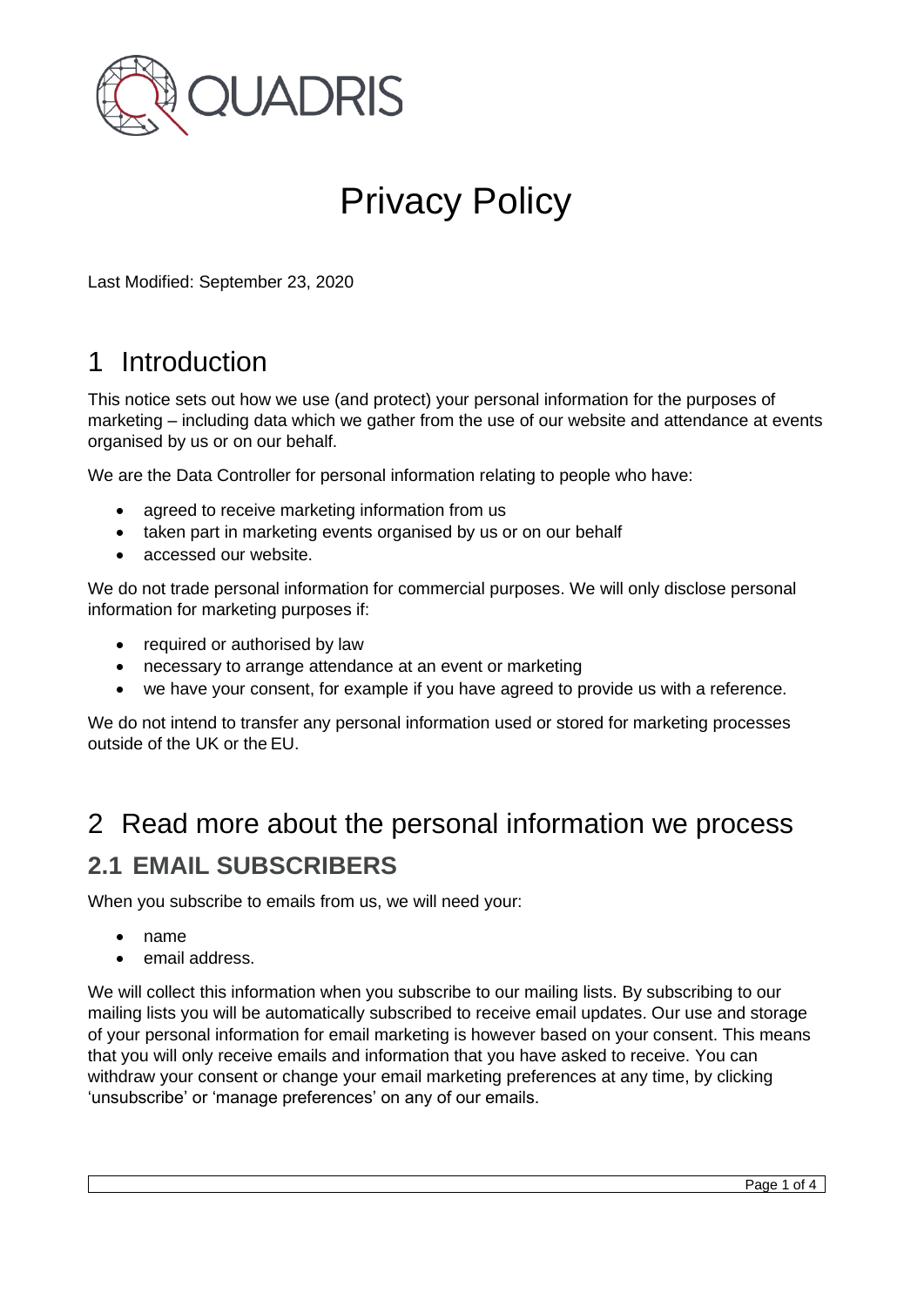# Privacy Policy

Last Modified: September 23, 2020

## 1 Introduction

This notice sets out how we use (and protect) your personal information for the purposes of marketing – including data which we gather from the use of our website and attendance at events organised by us or on our behalf.

We are the Data Controller for personal information relating to people who have:

- agreed to receive marketing information from us
- taken part in marketing events organised by us or on our behalf
- accessed our website.

We do not trade personal information for commercial purposes. We will only disclose personal information for marketing purposes if:

- required or authorised by law
- necessary to arrange attendance at an event or marketing
- we have your consent, for example if you have agreed to provide us with a reference.

We do not intend to transfer any personal information used or stored for marketing processes outside of the UK or the EU.

## 2 Read more about the personal information we process

### 2.1 EMAIL SUBSCRIBERS

When you subscribe to emails from us, we will need your:

- name
- email address.

We will collect this information when you subscribe to our mailing lists. By subscribing to our mailing lists you will be automatically subscribed to receive email updates. Our use and storage of your personal information for email marketing is however based on your consent. This means that you will only receive emails and information that you have asked to receive. You can withdraw your consent or change your email marketing preferences at any time, by clicking 'unsubscribe' or 'manage preferences' on any of our emails.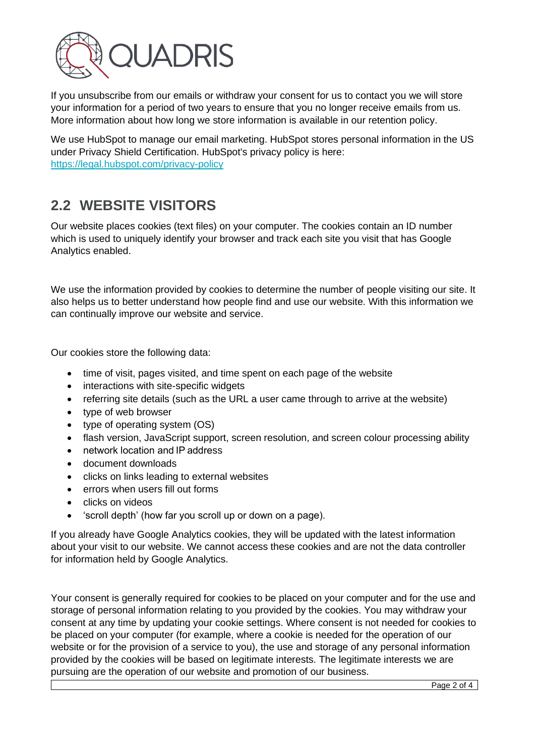If you unsubscribe from our emails or withdraw your consent for us to contact you we will store your information for a period of two years to ensure that you no longer receive emails from us. More information about how long we store information is available in our retention policy.

We use HubSpot to manage our email marketing. HubSpot stores personal information in the US under Privacy Shield Certification. HubSpot's privacy policy is here: https://legal.hubspot.com/privacy-policy

## 2.2 WEBSITE VISITORS

Our website places cookies (text files) on your computer. The cookies contain an ID number which is used to uniquely identify your browser and track each site you visit that has Google Analytics enabled.

We use the information provided by cookies to determine the number of people visiting our site. It also helps us to better understand how people find and use our website. With this information we can continually improve our website and service.

Our cookies store the following data:

- time of visit, pages visited, and time spent on each page of the website
- interactions with site-specific widgets
- referring site details (such as the URL a user came through to arrive at the website)
- type of web browser
- type of operating system (OS)
- flash version, JavaScript support, screen resolution, and screen colour processing ability
- network location and IP address
- document downloads
- clicks on links leading to external websites
- errors when users fill out forms
- clicks on videos
- 'scroll depth' (how far you scroll up or down on a page).

If you already have Google Analytics cookies, they will be updated with the latest information about your visit to our website. We cannot access these cookies and are not the data controller for information held by Google Analytics.

Your consent is generally required for cookies to be placed on your computer and for the use and storage of personal information relating to you provided by the cookies. You may withdraw your consent at any time by updating your cookie settings. Where consent is not needed for cookies to be placed on your computer (for example, where a cookie is needed for the operation of our website or for the provision of a service to you), the use and storage of any personal information provided by the cookies will be based on legitimate interests. The legitimate interests we are pursuing are the operation of our website and promotion of our business.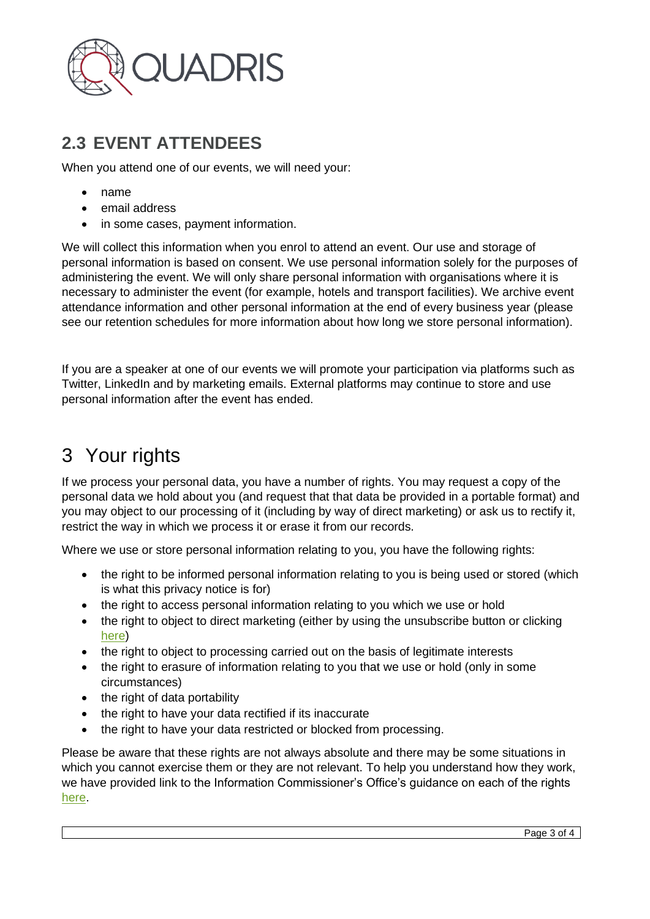## 2.3 EVENT ATTENDEES

When you attend one of our events, we will need your:

- name
- email address
- in some cases, payment information.

We will collect this information when you enrol to attend an event. Our use and storage of personal information is based on consent. We use personal information solely for the purposes of administering the event. We will only share personal information with organisations where it is necessary to administer the event (for example, hotels and transport facilities). We archive event attendance information and other personal information at the end of every business year (please see our retention schedules for more information about how long we store personal information).

If you are a speaker at one of our events we will promote your participation via platforms such as Twitter, LinkedIn and by marketing emails. External platforms may continue to store and use personal information after the event has ended.

# 3 Your rights

If we process your personal data, you have a number of rights. You may request a copy of the personal data we hold about you (and request that that data be provided in a portable format) and you may object to our processing of it (including by way of direct marketing) or ask us to rectify it, restrict the way in which we process it or erase it from our records.

Where we use or store personal information relating to you, you have the following rights:

- the right to be informed personal information relating to you is being used or stored (which is what this privacy notice is for)
- the right to access personal information relating to you which we use or hold
- the right to object to direct marketing (either by using the unsubscribe button or clicking here)
- the right to object to processing carried out on the basis of legitimate interests
- the right to erasure of information relating to you that we use or hold (only in some circumstances)
- the right of data portability
- the right to have your data rectified if its inaccurate
- the right to have your data restricted or blocked from processing.

Please be aware that these rights are not always absolute and there may be some situations in which you cannot exercise them or they are not relevant. To help you understand how they work, we have provided link to the Information Commissioner's Office's guidance on each of the rights here.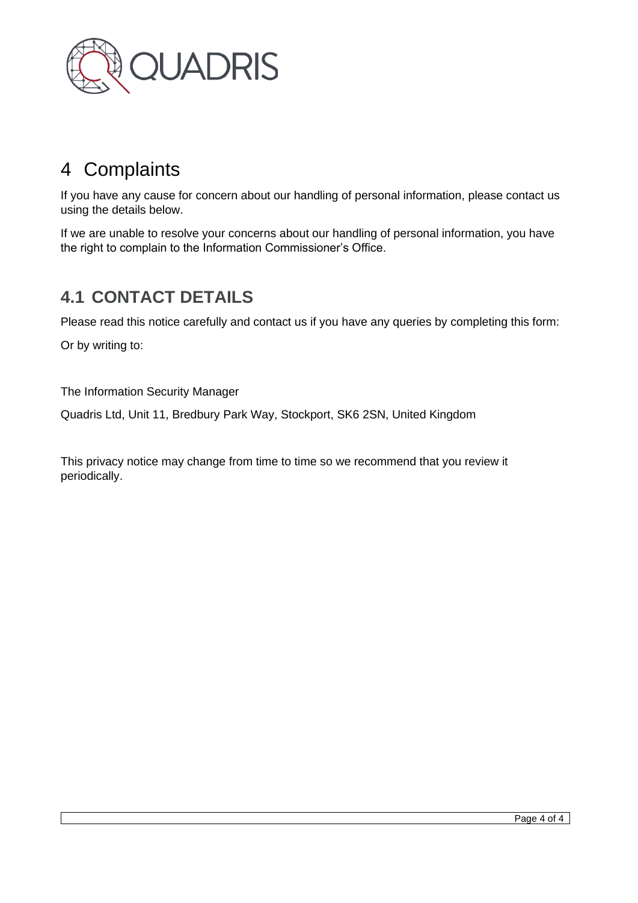# 4 Complaints

If you have any cause for concern about our handling of personal information, please contact us using the details below.

If we are unable to resolve your concerns about our handling of personal information, you have the right to complain to the Information Commissioner's Office.

## 4.1 CONTACT DETAILS

Please read this notice carefully and contact us if you have any queries by completing this form:

Or by writing to:

The Information Security Manager

Quadris Ltd, Unit 11, Bredbury Park Way, Stockport, SK6 2SN, United Kingdom

This privacy notice may change from time to time so we recommend that you review it periodically.